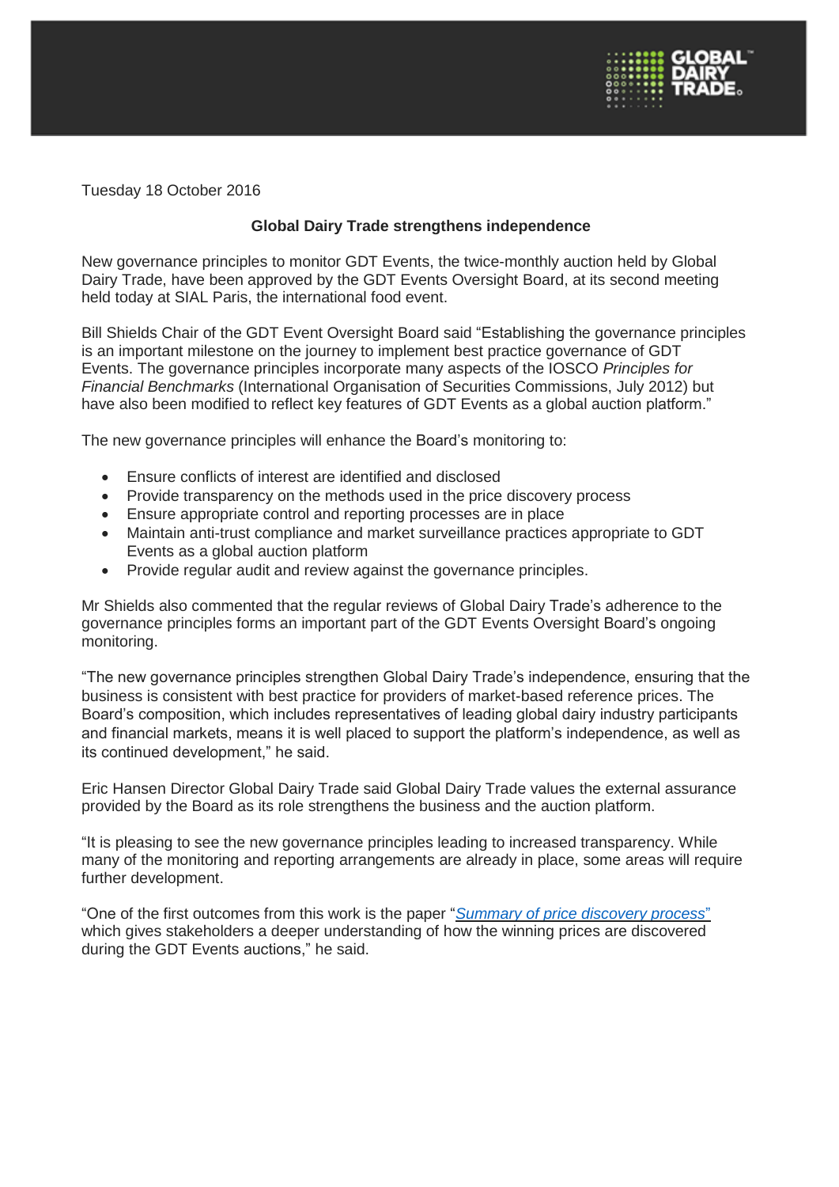Tuesday 18 October 2016

**Global Dairy Trade strengthens independence**

New governance principles to monitor GDT Events, the twice-monthly auction held by Global Dairy Trade, have been approved by the GDT Events Oversight Board, at its second meeting held today at SIAL Paris, the international food event.

Bill Shields Chair of the GDT Event Oversight Board said "Establishing the governance principles is an important milestone on the journey to implement best practice governance of GDT Events. The governance principles incorporate many aspects of the IOSCO *Principles for Financial Benchmarks* (International Organisation of Securities Commissions, July 2012) but have also been modified to reflect key features of GDT Events as a global auction platform."

The new governance principles will enhance the Board's monitoring to:

- Ensure conflicts of interest are identified and disclosed
- Provide transparency on the methods used in the price discovery process
- Ensure appropriate control and reporting processes are in place
- Maintain anti-trust compliance and market surveillance practices appropriate to GDT Events as a global auction platform
- Provide regular audit and review against the governance principles.

Mr Shields also commented that the regular reviews of Global Dairy Trade's adherence to the governance principles forms an important part of the GDT Events Oversight Board's ongoing monitoring.

"The new governance principles strengthen Global Dairy Trade's independence, ensuring that the business is consistent with best practice for providers of market-based reference prices. The Board's composition, which includes representatives of leading global dairy industry participants and financial markets, means it is well placed to support the platform's independence, as well as its continued development," he said.

Eric Hansen Director Global Dairy Trade said Global Dairy Trade values the external assurance provided by the Board as its role strengthens the business and the auction platform.

"It is pleasing to see the new governance principles leading to increased transparency. While many of the monitoring and reporting arrangements are already in place, some areas will require further development.

"One of the first outcomes from this work is the paper "*Summary of price discovery process*" which gives stakeholders a deeper understanding of how the winning prices are discovered during the GDT Events auctions," he said.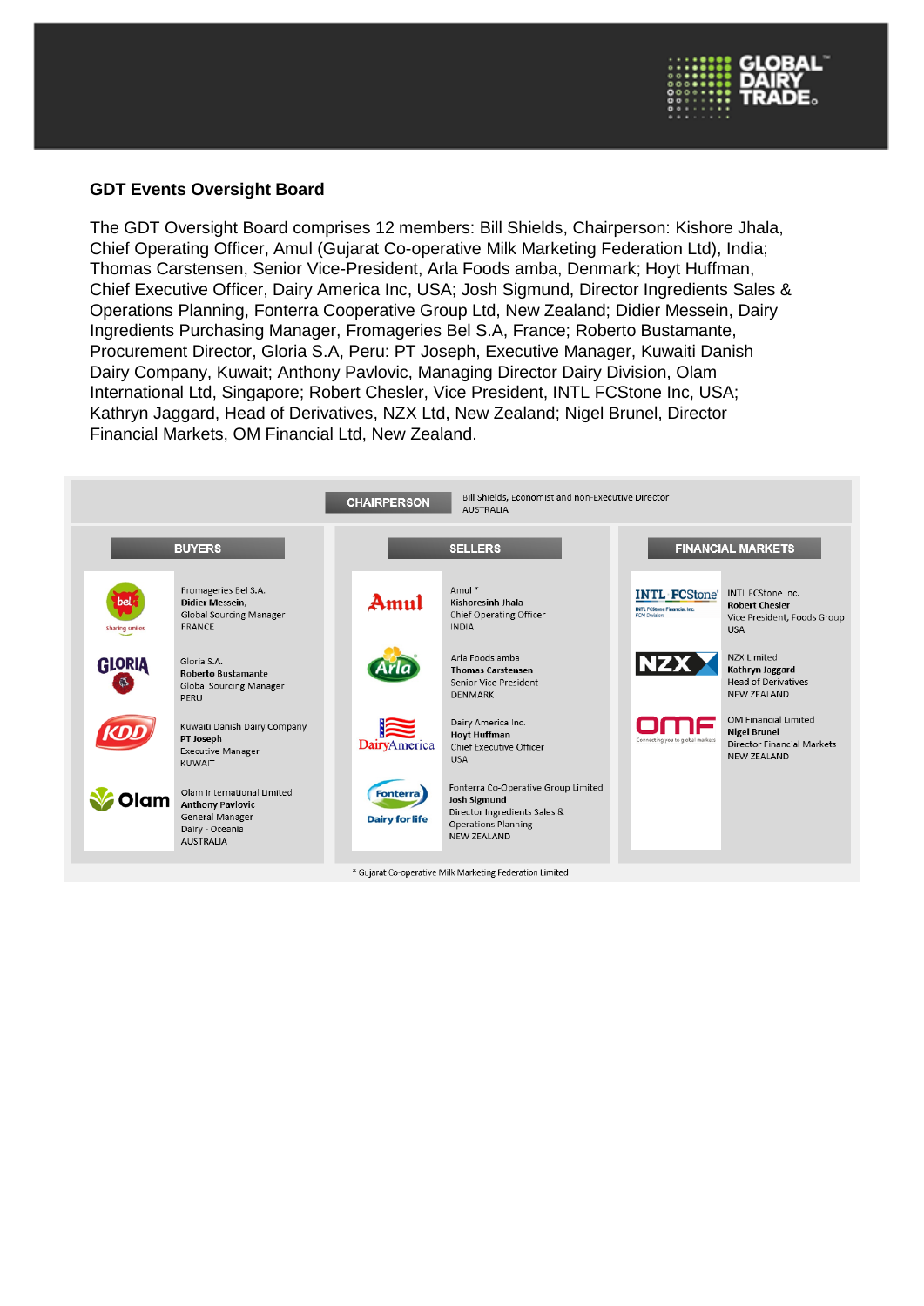## GDT Events Oversight Board

The GDT Oversight Board comprises 12 members: Bill Shields, Chairperson: Kishore Jhala, Chief Operating Officer, Amul (Gujarat Co-operative Milk Marketing Federation Ltd), India; Thomas Carstensen, Senior Vice-President, Arla Foods amba, Denmark; Hoyt Huffman, Chief Executive Officer, Dairy America Inc, USA; Josh Sigmund, Director Ingredients Sales & Operations Planning, Fonterra Cooperative Group Ltd, New Zealand; Didier Messein, Dairy Ingredients Purchasing Manager, Fromageries Bel S.A, France; Roberto Bustamante, Procurement Director, Gloria S.A, Peru: PT Joseph, Executive Manager, Kuwaiti Danish Dairy Company, Kuwait; Anthony Pavlovic, Managing Director Dairy Division, Olam International Ltd, Singapore; Robert Chesler, Vice President, INTL FCStone Inc, USA; Kathryn Jaggard, Head of Derivatives, NZX Ltd, New Zealand; Nigel Brunel, Director Financial Markets, OM Financial Ltd, New Zealand.

**CHAIRPERSON**
Bill Shields, Economist and non-Executive Director
AUSTRALIA

| BUYERS | SELLERS | FINANCIAL MARKETS |
|---|---|---|
| Fromageries Bel S.A. **Didier Messein,** Global Sourcing Manager FRANCE | Amul * **Kishoresinh Jhala** Chief Operating Officer INDIA | INTL FCStone Inc. **Robert Chesler** Vice President, Foods Group USA |
| Gloria S.A. **Roberto Bustamante** Global Sourcing Manager PERU | Arla Foods amba **Thomas Carstensen** Senior Vice President DENMARK | NZX Limited **Kathryn Jaggard** Head of Derivatives NEW ZEALAND |
| Kuwaiti Danish Dairy Company **PT Joseph** Executive Manager KUWAIT | Dairy America Inc. **Hoyt Huffman** Chief Executive Officer USA | OM Financial Limited **Nigel Brunel** Director Financial Markets NEW ZEALAND |
| Olam International Limited **Anthony Pavlovic** General Manager Dairy - Oceania AUSTRALIA | Fonterra Co-Operative Group Limited **Josh Sigmund** Director Ingredients Sales & Operations Planning NEW ZEALAND | |

* Gujarat Co-operative Milk Marketing Federation Limited